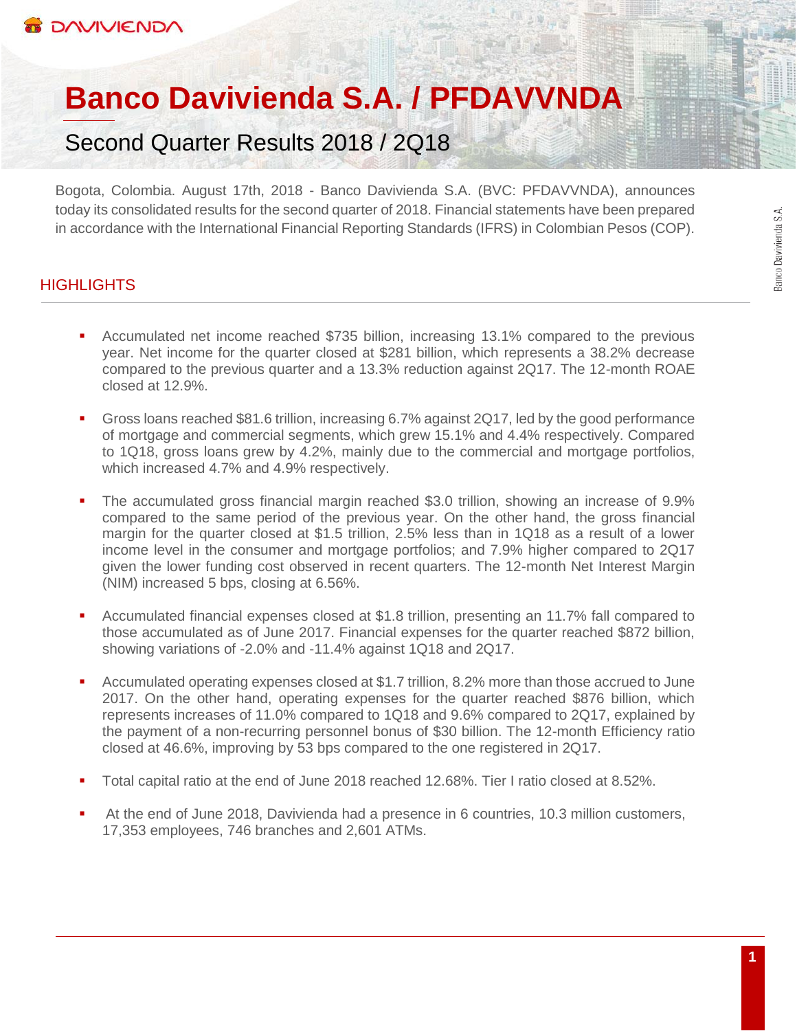# Banco Davivienda S.A. / PFDAVVNDA

## Second Quarter Results 2018 / 2Q18

Bogota, Colombia. August 17th, 2018 - Banco Davivienda S.A. (BVC: PFDAVVNDA), announces today its consolidated results for the second quarter of 2018. Financial statements have been prepared in accordance with the International Financial Reporting Standards (IFRS) in Colombian Pesos (COP).

## HIGHLIGHTS

- Accumulated net income reached $735 billion, increasing 13.1% compared to the previous year. Net income for the quarter closed at $281 billion, which represents a 38.2% decrease compared to the previous quarter and a 13.3% reduction against 2Q17. The 12-month ROAE closed at 12.9%.

- Gross loans reached $81.6 trillion, increasing 6.7% against 2Q17, led by the good performance of mortgage and commercial segments, which grew 15.1% and 4.4% respectively. Compared to 1Q18, gross loans grew by 4.2%, mainly due to the commercial and mortgage portfolios, which increased 4.7% and 4.9% respectively.

- The accumulated gross financial margin reached $3.0 trillion, showing an increase of 9.9% compared to the same period of the previous year. On the other hand, the gross financial margin for the quarter closed at $1.5 trillion, 2.5% less than in 1Q18 as a result of a lower income level in the consumer and mortgage portfolios; and 7.9% higher compared to 2Q17 given the lower funding cost observed in recent quarters. The 12-month Net Interest Margin (NIM) increased 5 bps, closing at 6.56%.

- Accumulated financial expenses closed at $1.8 trillion, presenting an 11.7% fall compared to those accumulated as of June 2017. Financial expenses for the quarter reached $872 billion, showing variations of -2.0% and -11.4% against 1Q18 and 2Q17.

- Accumulated operating expenses closed at $1.7 trillion, 8.2% more than those accrued to June 2017. On the other hand, operating expenses for the quarter reached $876 billion, which represents increases of 11.0% compared to 1Q18 and 9.6% compared to 2Q17, explained by the payment of a non-recurring personnel bonus of $30 billion. The 12-month Efficiency ratio closed at 46.6%, improving by 53 bps compared to the one registered in 2Q17.

- Total capital ratio at the end of June 2018 reached 12.68%. Tier I ratio closed at 8.52%.

- At the end of June 2018, Davivienda had a presence in 6 countries, 10.3 million customers, 17,353 employees, 746 branches and 2,601 ATMs.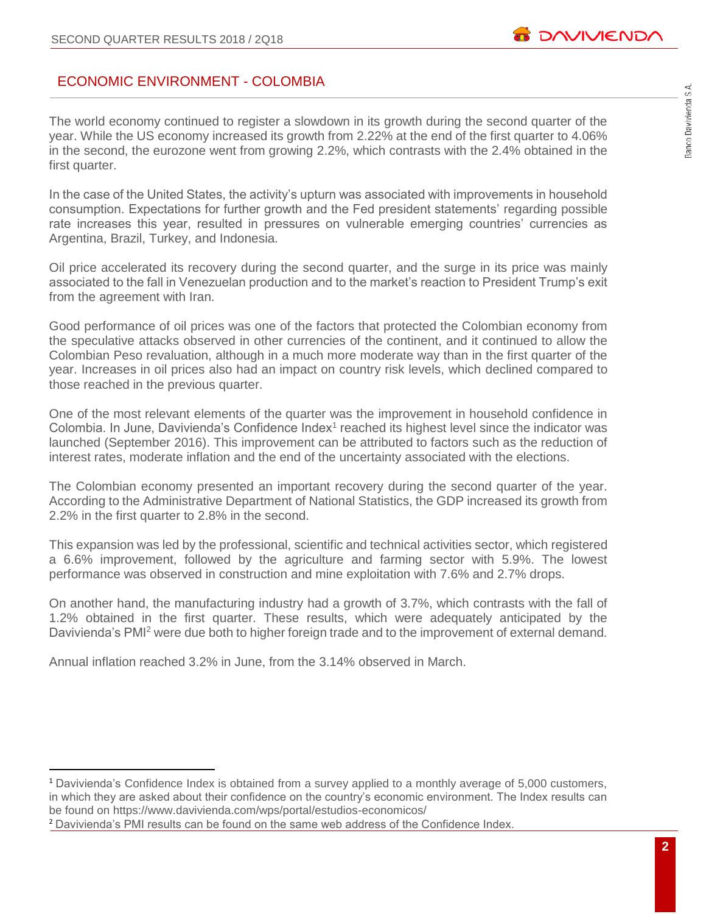## ECONOMIC ENVIRONMENT - COLOMBIA

The world economy continued to register a slowdown in its growth during the second quarter of the year. While the US economy increased its growth from 2.22% at the end of the first quarter to 4.06% in the second, the eurozone went from growing 2.2%, which contrasts with the 2.4% obtained in the first quarter.

In the case of the United States, the activity's upturn was associated with improvements in household consumption. Expectations for further growth and the Fed president statements' regarding possible rate increases this year, resulted in pressures on vulnerable emerging countries' currencies as Argentina, Brazil, Turkey, and Indonesia.

Oil price accelerated its recovery during the second quarter, and the surge in its price was mainly associated to the fall in Venezuelan production and to the market's reaction to President Trump's exit from the agreement with Iran.

Good performance of oil prices was one of the factors that protected the Colombian economy from the speculative attacks observed in other currencies of the continent, and it continued to allow the Colombian Peso revaluation, although in a much more moderate way than in the first quarter of the year. Increases in oil prices also had an impact on country risk levels, which declined compared to those reached in the previous quarter.

One of the most relevant elements of the quarter was the improvement in household confidence in Colombia. In June, Davivienda's Confidence Index[1] reached its highest level since the indicator was launched (September 2016). This improvement can be attributed to factors such as the reduction of interest rates, moderate inflation and the end of the uncertainty associated with the elections.

The Colombian economy presented an important recovery during the second quarter of the year. According to the Administrative Department of National Statistics, the GDP increased its growth from 2.2% in the first quarter to 2.8% in the second.

This expansion was led by the professional, scientific and technical activities sector, which registered a 6.6% improvement, followed by the agriculture and farming sector with 5.9%. The lowest performance was observed in construction and mine exploitation with 7.6% and 2.7% drops.

On another hand, the manufacturing industry had a growth of 3.7%, which contrasts with the fall of 1.2% obtained in the first quarter. These results, which were adequately anticipated by the Davivienda's PMI[2] were due both to higher foreign trade and to the improvement of external demand.

Annual inflation reached 3.2% in June, from the 3.14% observed in March.

---

[1] Davivienda's Confidence Index is obtained from a survey applied to a monthly average of 5,000 customers, in which they are asked about their confidence on the country's economic environment. The Index results can be found on https://www.davivienda.com/wps/portal/estudios-economicos/

[2] Davivienda's PMI results can be found on the same web address of the Confidence Index.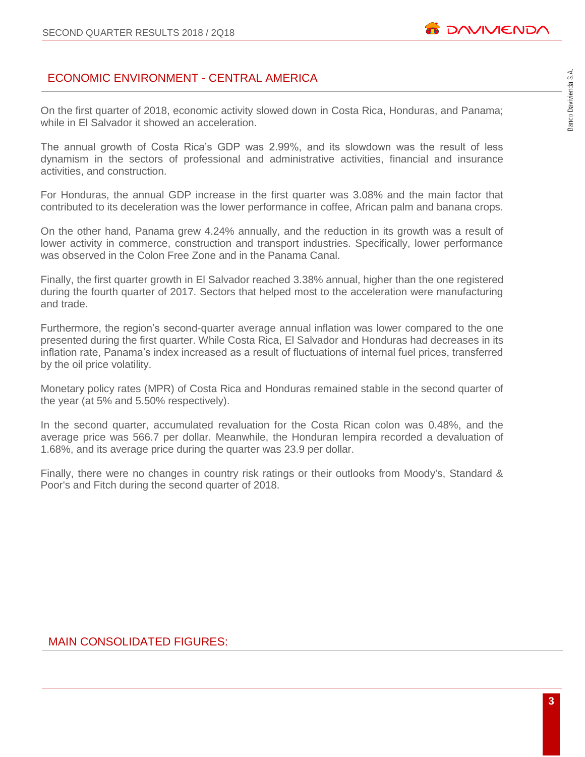## ECONOMIC ENVIRONMENT - CENTRAL AMERICA

On the first quarter of 2018, economic activity slowed down in Costa Rica, Honduras, and Panama; while in El Salvador it showed an acceleration.

The annual growth of Costa Rica's GDP was 2.99%, and its slowdown was the result of less dynamism in the sectors of professional and administrative activities, financial and insurance activities, and construction.

For Honduras, the annual GDP increase in the first quarter was 3.08% and the main factor that contributed to its deceleration was the lower performance in coffee, African palm and banana crops.

On the other hand, Panama grew 4.24% annually, and the reduction in its growth was a result of lower activity in commerce, construction and transport industries. Specifically, lower performance was observed in the Colon Free Zone and in the Panama Canal.

Finally, the first quarter growth in El Salvador reached 3.38% annual, higher than the one registered during the fourth quarter of 2017. Sectors that helped most to the acceleration were manufacturing and trade.

Furthermore, the region's second-quarter average annual inflation was lower compared to the one presented during the first quarter. While Costa Rica, El Salvador and Honduras had decreases in its inflation rate, Panama's index increased as a result of fluctuations of internal fuel prices, transferred by the oil price volatility.

Monetary policy rates (MPR) of Costa Rica and Honduras remained stable in the second quarter of the year (at 5% and 5.50% respectively).

In the second quarter, accumulated revaluation for the Costa Rican colon was 0.48%, and the average price was 566.7 per dollar. Meanwhile, the Honduran lempira recorded a devaluation of 1.68%, and its average price during the quarter was 23.9 per dollar.

Finally, there were no changes in country risk ratings or their outlooks from Moody's, Standard & Poor's and Fitch during the second quarter of 2018.

## MAIN CONSOLIDATED FIGURES: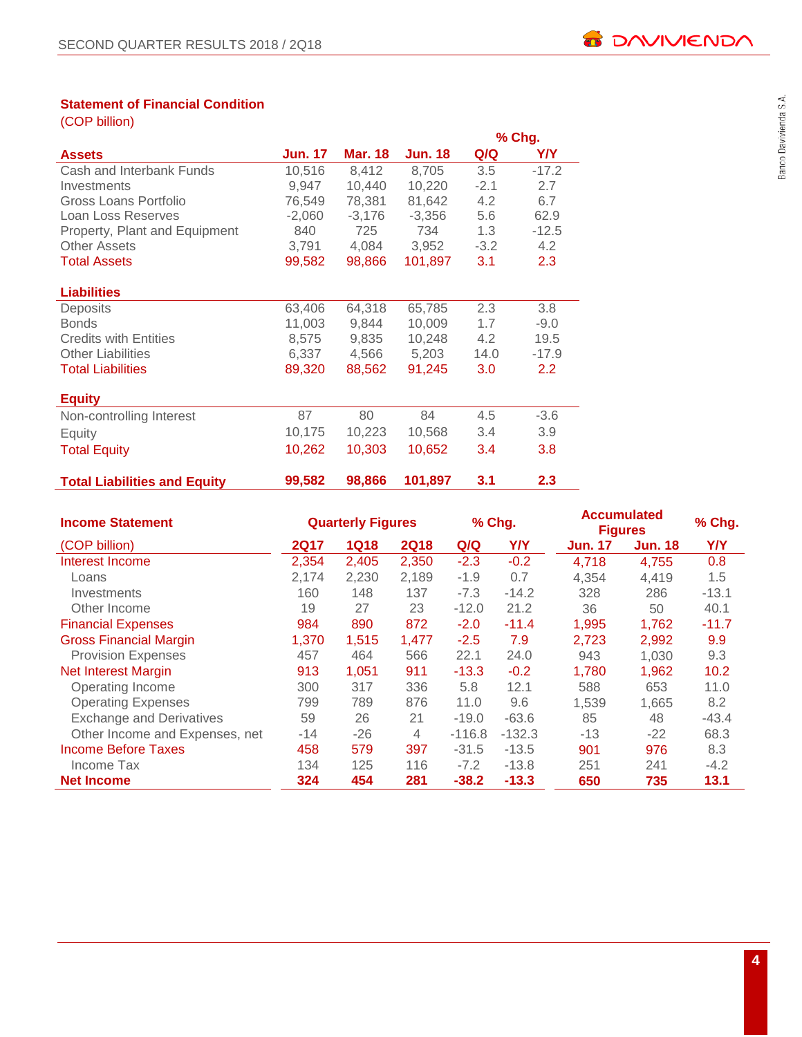## Statement of Financial Condition

(COP billion)

| Assets | Jun. 17 | Mar. 18 | Jun. 18 | % Chg. Q/Q | % Chg. Y/Y |
|---|---|---|---|---|---|
| Cash and Interbank Funds | 10,516 | 8,412 | 8,705 | 3.5 | -17.2 |
| Investments | 9,947 | 10,440 | 10,220 | -2.1 | 2.7 |
| Gross Loans Portfolio | 76,549 | 78,381 | 81,642 | 4.2 | 6.7 |
| Loan Loss Reserves | -2,060 | -3,176 | -3,356 | 5.6 | 62.9 |
| Property, Plant and Equipment | 840 | 725 | 734 | 1.3 | -12.5 |
| Other Assets | 3,791 | 4,084 | 3,952 | -3.2 | 4.2 |
| Total Assets | 99,582 | 98,866 | 101,897 | 3.1 | 2.3 |
| **Liabilities** | | | | | |
| Deposits | 63,406 | 64,318 | 65,785 | 2.3 | 3.8 |
| Bonds | 11,003 | 9,844 | 10,009 | 1.7 | -9.0 |
| Credits with Entities | 8,575 | 9,835 | 10,248 | 4.2 | 19.5 |
| Other Liabilities | 6,337 | 4,566 | 5,203 | 14.0 | -17.9 |
| Total Liabilities | 89,320 | 88,562 | 91,245 | 3.0 | 2.2 |
| **Equity** | | | | | |
| Non-controlling Interest | 87 | 80 | 84 | 4.5 | -3.6 |
| Equity | 10,175 | 10,223 | 10,568 | 3.4 | 3.9 |
| Total Equity | 10,262 | 10,303 | 10,652 | 3.4 | 3.8 |
| **Total Liabilities and Equity** | **99,582** | **98,866** | **101,897** | **3.1** | **2.3** |

| Income Statement | Quarterly Figures | | | % Chg. | | Accumulated Figures | | % Chg. |
|---|---|---|---|---|---|---|---|---|
| (COP billion) | 2Q17 | 1Q18 | 2Q18 | Q/Q | Y/Y | Jun. 17 | Jun. 18 | Y/Y |
| Interest Income | 2,354 | 2,405 | 2,350 | -2.3 | -0.2 | 4,718 | 4,755 | 0.8 |
| Loans | 2,174 | 2,230 | 2,189 | -1.9 | 0.7 | 4,354 | 4,419 | 1.5 |
| Investments | 160 | 148 | 137 | -7.3 | -14.2 | 328 | 286 | -13.1 |
| Other Income | 19 | 27 | 23 | -12.0 | 21.2 | 36 | 50 | 40.1 |
| Financial Expenses | 984 | 890 | 872 | -2.0 | -11.4 | 1,995 | 1,762 | -11.7 |
| Gross Financial Margin | 1,370 | 1,515 | 1,477 | -2.5 | 7.9 | 2,723 | 2,992 | 9.9 |
| Provision Expenses | 457 | 464 | 566 | 22.1 | 24.0 | 943 | 1,030 | 9.3 |
| Net Interest Margin | 913 | 1,051 | 911 | -13.3 | -0.2 | 1,780 | 1,962 | 10.2 |
| Operating Income | 300 | 317 | 336 | 5.8 | 12.1 | 588 | 653 | 11.0 |
| Operating Expenses | 799 | 789 | 876 | 11.0 | 9.6 | 1,539 | 1,665 | 8.2 |
| Exchange and Derivatives | 59 | 26 | 21 | -19.0 | -63.6 | 85 | 48 | -43.4 |
| Other Income and Expenses, net | -14 | -26 | 4 | -116.8 | -132.3 | -13 | -22 | 68.3 |
| Income Before Taxes | 458 | 579 | 397 | -31.5 | -13.5 | 901 | 976 | 8.3 |
| Income Tax | 134 | 125 | 116 | -7.2 | -13.8 | 251 | 241 | -4.2 |
| **Net Income** | **324** | **454** | **281** | **-38.2** | **-13.3** | **650** | **735** | **13.1** |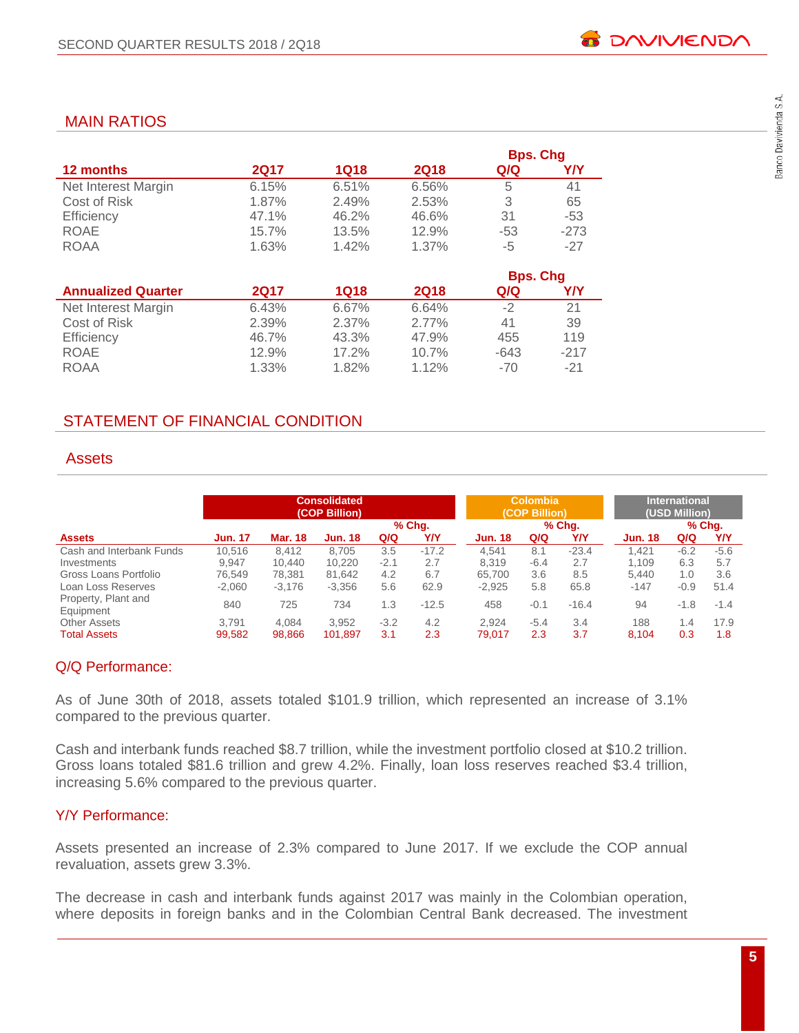## MAIN RATIOS

| 12 months | 2Q17 | 1Q18 | 2Q18 | Bps. Chg Q/Q | Bps. Chg Y/Y |
|---|---|---|---|---|---|
| Net Interest Margin | 6.15% | 6.51% | 6.56% | 5 | 41 |
| Cost of Risk | 1.87% | 2.49% | 2.53% | 3 | 65 |
| Efficiency | 47.1% | 46.2% | 46.6% | 31 | -53 |
| ROAE | 15.7% | 13.5% | 12.9% | -53 | -273 |
| ROAA | 1.63% | 1.42% | 1.37% | -5 | -27 |

| Annualized Quarter | 2Q17 | 1Q18 | 2Q18 | Bps. Chg Q/Q | Bps. Chg Y/Y |
|---|---|---|---|---|---|
| Net Interest Margin | 6.43% | 6.67% | 6.64% | -2 | 21 |
| Cost of Risk | 2.39% | 2.37% | 2.77% | 41 | 39 |
| Efficiency | 46.7% | 43.3% | 47.9% | 455 | 119 |
| ROAE | 12.9% | 17.2% | 10.7% | -643 | -217 |
| ROAA | 1.33% | 1.82% | 1.12% | -70 | -21 |

## STATEMENT OF FINANCIAL CONDITION

### Assets

| | Consolidated (COP Billion) | | | | | Colombia (COP Billion) | | | International (USD Million) | | |
|---|---|---|---|---|---|---|---|---|---|---|---|
| | | | | % Chg. | | | % Chg. | | | % Chg. | |
| **Assets** | **Jun. 17** | **Mar. 18** | **Jun. 18** | **Q/Q** | **Y/Y** | **Jun. 18** | **Q/Q** | **Y/Y** | **Jun. 18** | **Q/Q** | **Y/Y** |
| Cash and Interbank Funds | 10,516 | 8,412 | 8,705 | 3.5 | -17.2 | 4,541 | 8.1 | -23.4 | 1,421 | -6.2 | -5.6 |
| Investments | 9,947 | 10,440 | 10,220 | -2.1 | 2.7 | 8,319 | -6.4 | 2.7 | 1,109 | 6.3 | 5.7 |
| Gross Loans Portfolio | 76,549 | 78,381 | 81,642 | 4.2 | 6.7 | 65,700 | 3.6 | 8.5 | 5,440 | 1.0 | 3.6 |
| Loan Loss Reserves | -2,060 | -3,176 | -3,356 | 5.6 | 62.9 | -2,925 | 5.8 | 65.8 | -147 | -0.9 | 51.4 |
| Property, Plant and Equipment | 840 | 725 | 734 | 1.3 | -12.5 | 458 | -0.1 | -16.4 | 94 | -1.8 | -1.4 |
| Other Assets | 3,791 | 4,084 | 3,952 | -3.2 | 4.2 | 2,924 | -5.4 | 3.4 | 188 | 1.4 | 17.9 |
| Total Assets | 99,582 | 98,866 | 101,897 | 3.1 | 2.3 | 79,017 | 2.3 | 3.7 | 8,104 | 0.3 | 1.8 |

#### Q/Q Performance:

As of June 30th of 2018, assets totaled $101.9 trillion, which represented an increase of 3.1% compared to the previous quarter.

Cash and interbank funds reached $8.7 trillion, while the investment portfolio closed at $10.2 trillion. Gross loans totaled $81.6 trillion and grew 4.2%. Finally, loan loss reserves reached $3.4 trillion, increasing 5.6% compared to the previous quarter.

#### Y/Y Performance:

Assets presented an increase of 2.3% compared to June 2017. If we exclude the COP annual revaluation, assets grew 3.3%.

The decrease in cash and interbank funds against 2017 was mainly in the Colombian operation, where deposits in foreign banks and in the Colombian Central Bank decreased. The investment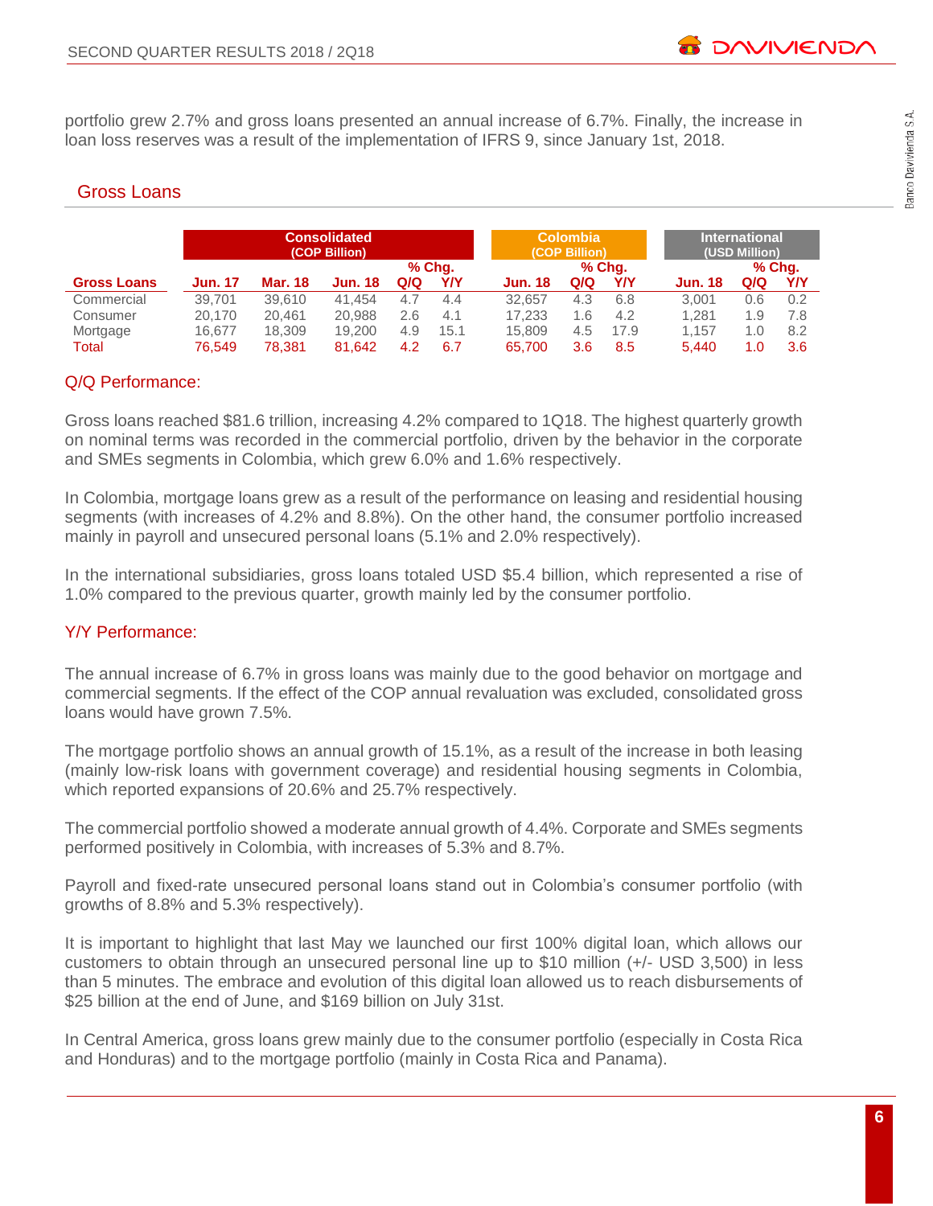portfolio grew 2.7% and gross loans presented an annual increase of 6.7%. Finally, the increase in loan loss reserves was a result of the implementation of IFRS 9, since January 1st, 2018.

## Gross Loans

| | Consolidated (COP Billion) | | | | | Colombia (COP Billion) | | | International (USD Million) | | |
|---|---|---|---|---|---|---|---|---|---|---|---|
| | | | | % Chg. | | | % Chg. | | | % Chg. | |
| **Gross Loans** | **Jun. 17** | **Mar. 18** | **Jun. 18** | **Q/Q** | **Y/Y** | **Jun. 18** | **Q/Q** | **Y/Y** | **Jun. 18** | **Q/Q** | **Y/Y** |
| Commercial | 39,701 | 39,610 | 41,454 | 4.7 | 4.4 | 32,657 | 4.3 | 6.8 | 3,001 | 0.6 | 0.2 |
| Consumer | 20,170 | 20,461 | 20,988 | 2.6 | 4.1 | 17,233 | 1.6 | 4.2 | 1,281 | 1.9 | 7.8 |
| Mortgage | 16,677 | 18,309 | 19,200 | 4.9 | 15.1 | 15,809 | 4.5 | 17.9 | 1,157 | 1.0 | 8.2 |
| Total | 76,549 | 78,381 | 81,642 | 4.2 | 6.7 | 65,700 | 3.6 | 8.5 | 5,440 | 1.0 | 3.6 |

### Q/Q Performance:

Gross loans reached $81.6 trillion, increasing 4.2% compared to 1Q18. The highest quarterly growth on nominal terms was recorded in the commercial portfolio, driven by the behavior in the corporate and SMEs segments in Colombia, which grew 6.0% and 1.6% respectively.

In Colombia, mortgage loans grew as a result of the performance on leasing and residential housing segments (with increases of 4.2% and 8.8%). On the other hand, the consumer portfolio increased mainly in payroll and unsecured personal loans (5.1% and 2.0% respectively).

In the international subsidiaries, gross loans totaled USD $5.4 billion, which represented a rise of 1.0% compared to the previous quarter, growth mainly led by the consumer portfolio.

### Y/Y Performance:

The annual increase of 6.7% in gross loans was mainly due to the good behavior on mortgage and commercial segments. If the effect of the COP annual revaluation was excluded, consolidated gross loans would have grown 7.5%.

The mortgage portfolio shows an annual growth of 15.1%, as a result of the increase in both leasing (mainly low-risk loans with government coverage) and residential housing segments in Colombia, which reported expansions of 20.6% and 25.7% respectively.

The commercial portfolio showed a moderate annual growth of 4.4%. Corporate and SMEs segments performed positively in Colombia, with increases of 5.3% and 8.7%.

Payroll and fixed-rate unsecured personal loans stand out in Colombia's consumer portfolio (with growths of 8.8% and 5.3% respectively).

It is important to highlight that last May we launched our first 100% digital loan, which allows our customers to obtain through an unsecured personal line up to $10 million (+/- USD 3,500) in less than 5 minutes. The embrace and evolution of this digital loan allowed us to reach disbursements of $25 billion at the end of June, and $169 billion on July 31st.

In Central America, gross loans grew mainly due to the consumer portfolio (especially in Costa Rica and Honduras) and to the mortgage portfolio (mainly in Costa Rica and Panama).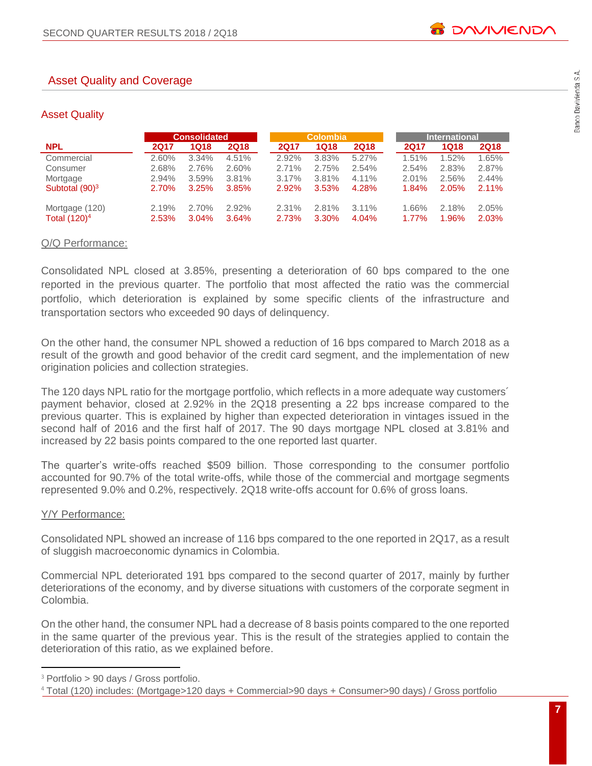## Asset Quality and Coverage

### Asset Quality

| NPL | Consolidated | | | Colombia | | | International | | |
|---|---|---|---|---|---|---|---|---|---|
| | 2Q17 | 1Q18 | 2Q18 | 2Q17 | 1Q18 | 2Q18 | 2Q17 | 1Q18 | 2Q18 |
| Commercial | 2.60% | 3.34% | 4.51% | 2.92% | 3.83% | 5.27% | 1.51% | 1.52% | 1.65% |
| Consumer | 2.68% | 2.76% | 2.60% | 2.71% | 2.75% | 2.54% | 2.54% | 2.83% | 2.87% |
| Mortgage | 2.94% | 3.59% | 3.81% | 3.17% | 3.81% | 4.11% | 2.01% | 2.56% | 2.44% |
| Subtotal (90)[3] | 2.70% | 3.25% | 3.85% | 2.92% | 3.53% | 4.28% | 1.84% | 2.05% | 2.11% |
| Mortgage (120) | 2.19% | 2.70% | 2.92% | 2.31% | 2.81% | 3.11% | 1.66% | 2.18% | 2.05% |
| Total (120)[4] | 2.53% | 3.04% | 3.64% | 2.73% | 3.30% | 4.04% | 1.77% | 1.96% | 2.03% |

Q/Q Performance:

Consolidated NPL closed at 3.85%, presenting a deterioration of 60 bps compared to the one reported in the previous quarter. The portfolio that most affected the ratio was the commercial portfolio, which deterioration is explained by some specific clients of the infrastructure and transportation sectors who exceeded 90 days of delinquency.

On the other hand, the consumer NPL showed a reduction of 16 bps compared to March 2018 as a result of the growth and good behavior of the credit card segment, and the implementation of new origination policies and collection strategies.

The 120 days NPL ratio for the mortgage portfolio, which reflects in a more adequate way customers´ payment behavior, closed at 2.92% in the 2Q18 presenting a 22 bps increase compared to the previous quarter. This is explained by higher than expected deterioration in vintages issued in the second half of 2016 and the first half of 2017. The 90 days mortgage NPL closed at 3.81% and increased by 22 basis points compared to the one reported last quarter.

The quarter's write-offs reached $509 billion. Those corresponding to the consumer portfolio accounted for 90.7% of the total write-offs, while those of the commercial and mortgage segments represented 9.0% and 0.2%, respectively. 2Q18 write-offs account for 0.6% of gross loans.

Y/Y Performance:

Consolidated NPL showed an increase of 116 bps compared to the one reported in 2Q17, as a result of sluggish macroeconomic dynamics in Colombia.

Commercial NPL deteriorated 191 bps compared to the second quarter of 2017, mainly by further deteriorations of the economy, and by diverse situations with customers of the corporate segment in Colombia.

On the other hand, the consumer NPL had a decrease of 8 basis points compared to the one reported in the same quarter of the previous year. This is the result of the strategies applied to contain the deterioration of this ratio, as we explained before.

[3] Portfolio > 90 days / Gross portfolio.

[4] Total (120) includes: (Mortgage>120 days + Commercial>90 days + Consumer>90 days) / Gross portfolio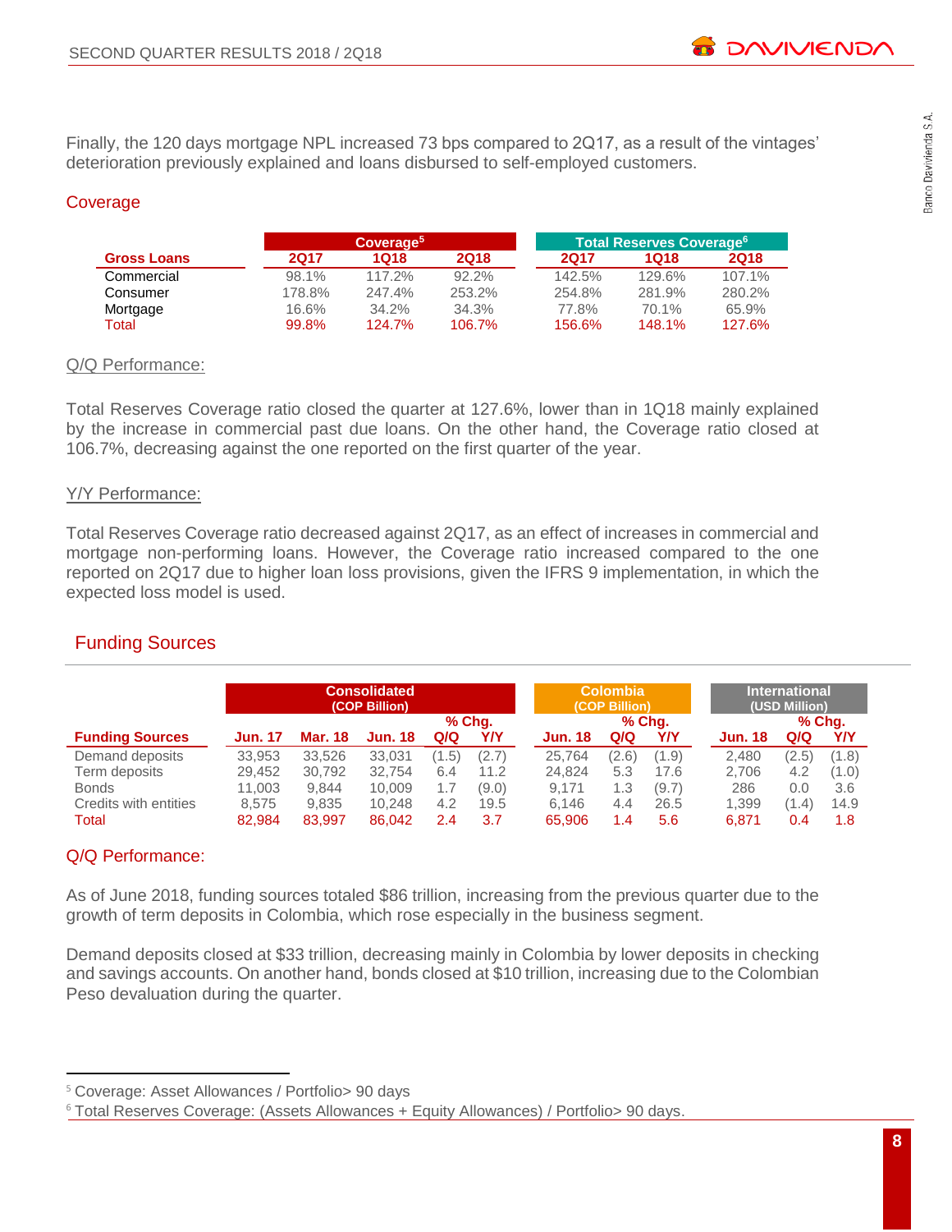Finally, the 120 days mortgage NPL increased 73 bps compared to 2Q17, as a result of the vintages' deterioration previously explained and loans disbursed to self-employed customers.

## Coverage

| Gross Loans | Coverage[5] | | | Total Reserves Coverage[6] | | |
|---|---|---|---|---|---|---|
| | 2Q17 | 1Q18 | 2Q18 | 2Q17 | 1Q18 | 2Q18 |
| Commercial | 98.1% | 117.2% | 92.2% | 142.5% | 129.6% | 107.1% |
| Consumer | 178.8% | 247.4% | 253.2% | 254.8% | 281.9% | 280.2% |
| Mortgage | 16.6% | 34.2% | 34.3% | 77.8% | 70.1% | 65.9% |
| Total | 99.8% | 124.7% | 106.7% | 156.6% | 148.1% | 127.6% |

### Q/Q Performance:

Total Reserves Coverage ratio closed the quarter at 127.6%, lower than in 1Q18 mainly explained by the increase in commercial past due loans. On the other hand, the Coverage ratio closed at 106.7%, decreasing against the one reported on the first quarter of the year.

### Y/Y Performance:

Total Reserves Coverage ratio decreased against 2Q17, as an effect of increases in commercial and mortgage non-performing loans. However, the Coverage ratio increased compared to the one reported on 2Q17 due to higher loan loss provisions, given the IFRS 9 implementation, in which the expected loss model is used.

## Funding Sources

| Funding Sources | Consolidated (COP Billion) | | | | | Colombia (COP Billion) | | | International (USD Million) | | |
|---|---|---|---|---|---|---|---|---|---|---|---|
| | Jun. 17 | Mar. 18 | Jun. 18 | % Chg. Q/Q | % Chg. Y/Y | Jun. 18 | % Chg. Q/Q | % Chg. Y/Y | Jun. 18 | % Chg. Q/Q | % Chg. Y/Y |
| Demand deposits | 33,953 | 33,526 | 33,031 | (1.5) | (2.7) | 25,764 | (2.6) | (1.9) | 2,480 | (2.5) | (1.8) |
| Term deposits | 29,452 | 30,792 | 32,754 | 6.4 | 11.2 | 24,824 | 5.3 | 17.6 | 2,706 | 4.2 | (1.0) |
| Bonds | 11,003 | 9,844 | 10,009 | 1.7 | (9.0) | 9,171 | 1.3 | (9.7) | 286 | 0.0 | 3.6 |
| Credits with entities | 8,575 | 9,835 | 10,248 | 4.2 | 19.5 | 6,146 | 4.4 | 26.5 | 1,399 | (1.4) | 14.9 |
| Total | 82,984 | 83,997 | 86,042 | 2.4 | 3.7 | 65,906 | 1.4 | 5.6 | 6,871 | 0.4 | 1.8 |

### Q/Q Performance:

As of June 2018, funding sources totaled $86 trillion, increasing from the previous quarter due to the growth of term deposits in Colombia, which rose especially in the business segment.

Demand deposits closed at $33 trillion, decreasing mainly in Colombia by lower deposits in checking and savings accounts. On another hand, bonds closed at $10 trillion, increasing due to the Colombian Peso devaluation during the quarter.

[5] Coverage: Asset Allowances / Portfolio> 90 days

[6] Total Reserves Coverage: (Assets Allowances + Equity Allowances) / Portfolio> 90 days.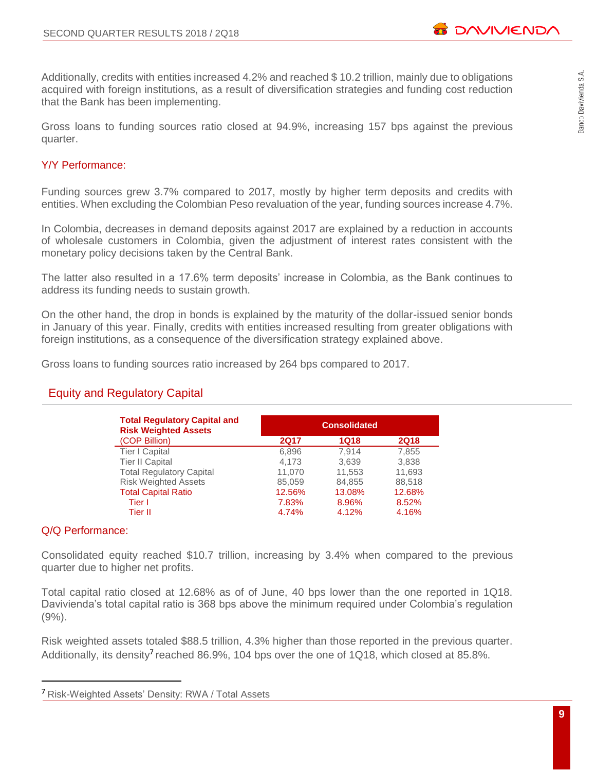Additionally, credits with entities increased 4.2% and reached $ 10.2 trillion, mainly due to obligations acquired with foreign institutions, as a result of diversification strategies and funding cost reduction that the Bank has been implementing.

Gross loans to funding sources ratio closed at 94.9%, increasing 157 bps against the previous quarter.

### Y/Y Performance:

Funding sources grew 3.7% compared to 2017, mostly by higher term deposits and credits with entities. When excluding the Colombian Peso revaluation of the year, funding sources increase 4.7%.

In Colombia, decreases in demand deposits against 2017 are explained by a reduction in accounts of wholesale customers in Colombia, given the adjustment of interest rates consistent with the monetary policy decisions taken by the Central Bank.

The latter also resulted in a 17.6% term deposits' increase in Colombia, as the Bank continues to address its funding needs to sustain growth.

On the other hand, the drop in bonds is explained by the maturity of the dollar-issued senior bonds in January of this year. Finally, credits with entities increased resulting from greater obligations with foreign institutions, as a consequence of the diversification strategy explained above.

Gross loans to funding sources ratio increased by 264 bps compared to 2017.

## Equity and Regulatory Capital

| **Total Regulatory Capital and Risk Weighted Assets** | **Consolidated** | | |
|---|---|---|---|
| (COP Billion) | **2Q17** | **1Q18** | **2Q18** |
| Tier I Capital | 6,896 | 7,914 | 7,855 |
| Tier II Capital | 4,173 | 3,639 | 3,838 |
| Total Regulatory Capital | 11,070 | 11,553 | 11,693 |
| Risk Weighted Assets | 85,059 | 84,855 | 88,518 |
| Total Capital Ratio | 12.56% | 13.08% | 12.68% |
| Tier I | 7.83% | 8.96% | 8.52% |
| Tier II | 4.74% | 4.12% | 4.16% |

### Q/Q Performance:

Consolidated equity reached $10.7 trillion, increasing by 3.4% when compared to the previous quarter due to higher net profits.

Total capital ratio closed at 12.68% as of of June, 40 bps lower than the one reported in 1Q18. Davivienda's total capital ratio is 368 bps above the minimum required under Colombia's regulation (9%).

Risk weighted assets totaled $88.5 trillion, 4.3% higher than those reported in the previous quarter. Additionally, its density[7] reached 86.9%, 104 bps over the one of 1Q18, which closed at 85.8%.

[7] Risk-Weighted Assets' Density: RWA / Total Assets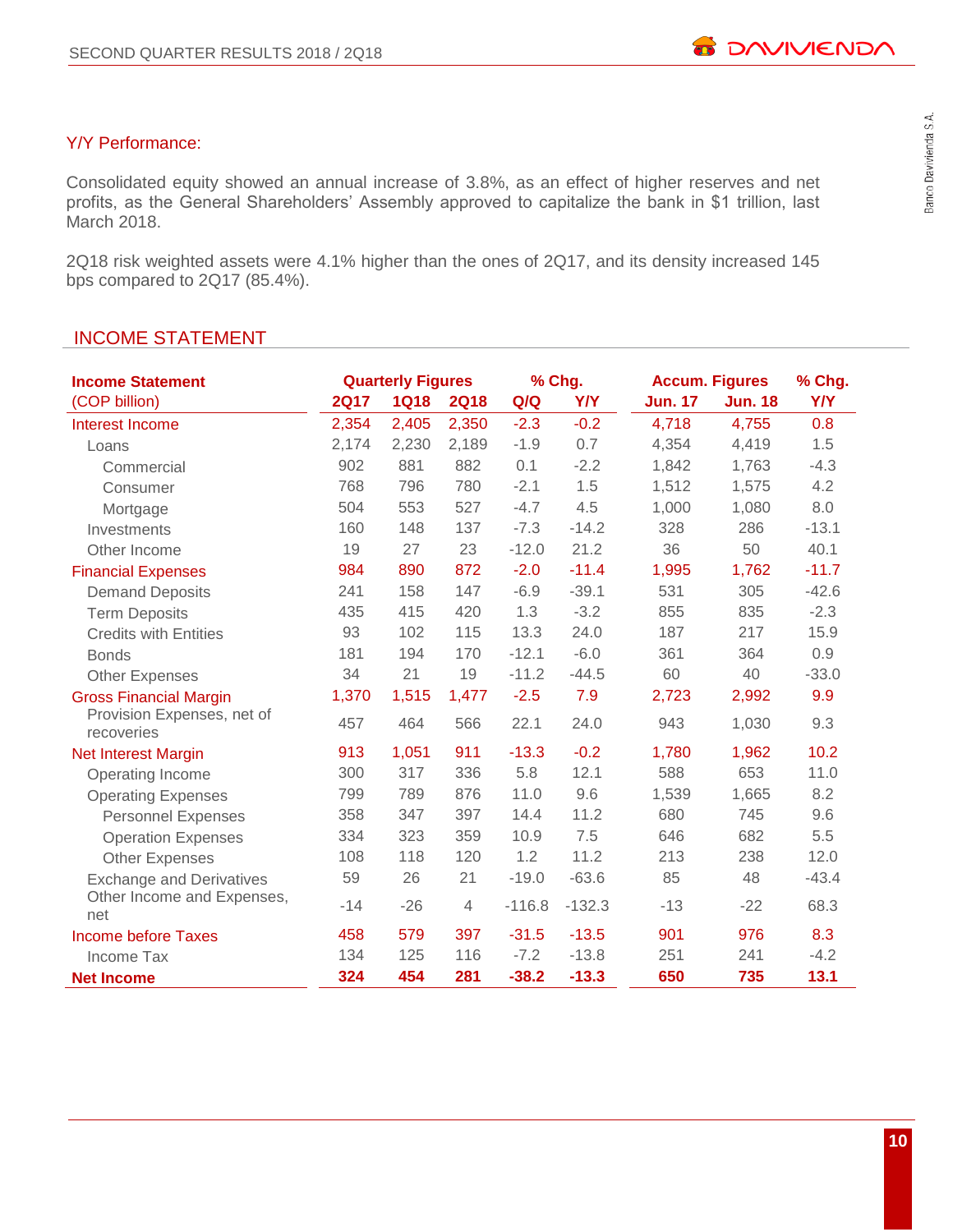### Y/Y Performance:

Consolidated equity showed an annual increase of 3.8%, as an effect of higher reserves and net profits, as the General Shareholders' Assembly approved to capitalize the bank in $1 trillion, last March 2018.

2Q18 risk weighted assets were 4.1% higher than the ones of 2Q17, and its density increased 145 bps compared to 2Q17 (85.4%).

## INCOME STATEMENT

| **Income Statement** | **Quarterly Figures** | | | **% Chg.** | | **Accum. Figures** | | **% Chg.** |
|---|---|---|---|---|---|---|---|---|
| (COP billion) | **2Q17** | **1Q18** | **2Q18** | **Q/Q** | **Y/Y** | **Jun. 17** | **Jun. 18** | **Y/Y** |
| Interest Income | 2,354 | 2,405 | 2,350 | -2.3 | -0.2 | 4,718 | 4,755 | 0.8 |
| Loans | 2,174 | 2,230 | 2,189 | -1.9 | 0.7 | 4,354 | 4,419 | 1.5 |
| Commercial | 902 | 881 | 882 | 0.1 | -2.2 | 1,842 | 1,763 | -4.3 |
| Consumer | 768 | 796 | 780 | -2.1 | 1.5 | 1,512 | 1,575 | 4.2 |
| Mortgage | 504 | 553 | 527 | -4.7 | 4.5 | 1,000 | 1,080 | 8.0 |
| Investments | 160 | 148 | 137 | -7.3 | -14.2 | 328 | 286 | -13.1 |
| Other Income | 19 | 27 | 23 | -12.0 | 21.2 | 36 | 50 | 40.1 |
| Financial Expenses | 984 | 890 | 872 | -2.0 | -11.4 | 1,995 | 1,762 | -11.7 |
| Demand Deposits | 241 | 158 | 147 | -6.9 | -39.1 | 531 | 305 | -42.6 |
| Term Deposits | 435 | 415 | 420 | 1.3 | -3.2 | 855 | 835 | -2.3 |
| Credits with Entities | 93 | 102 | 115 | 13.3 | 24.0 | 187 | 217 | 15.9 |
| Bonds | 181 | 194 | 170 | -12.1 | -6.0 | 361 | 364 | 0.9 |
| Other Expenses | 34 | 21 | 19 | -11.2 | -44.5 | 60 | 40 | -33.0 |
| Gross Financial Margin | 1,370 | 1,515 | 1,477 | -2.5 | 7.9 | 2,723 | 2,992 | 9.9 |
| Provision Expenses, net of recoveries | 457 | 464 | 566 | 22.1 | 24.0 | 943 | 1,030 | 9.3 |
| Net Interest Margin | 913 | 1,051 | 911 | -13.3 | -0.2 | 1,780 | 1,962 | 10.2 |
| Operating Income | 300 | 317 | 336 | 5.8 | 12.1 | 588 | 653 | 11.0 |
| Operating Expenses | 799 | 789 | 876 | 11.0 | 9.6 | 1,539 | 1,665 | 8.2 |
| Personnel Expenses | 358 | 347 | 397 | 14.4 | 11.2 | 680 | 745 | 9.6 |
| Operation Expenses | 334 | 323 | 359 | 10.9 | 7.5 | 646 | 682 | 5.5 |
| Other Expenses | 108 | 118 | 120 | 1.2 | 11.2 | 213 | 238 | 12.0 |
| Exchange and Derivatives | 59 | 26 | 21 | -19.0 | -63.6 | 85 | 48 | -43.4 |
| Other Income and Expenses, net | -14 | -26 | 4 | -116.8 | -132.3 | -13 | -22 | 68.3 |
| Income before Taxes | 458 | 579 | 397 | -31.5 | -13.5 | 901 | 976 | 8.3 |
| Income Tax | 134 | 125 | 116 | -7.2 | -13.8 | 251 | 241 | -4.2 |
| **Net Income** | **324** | **454** | **281** | **-38.2** | **-13.3** | **650** | **735** | **13.1** |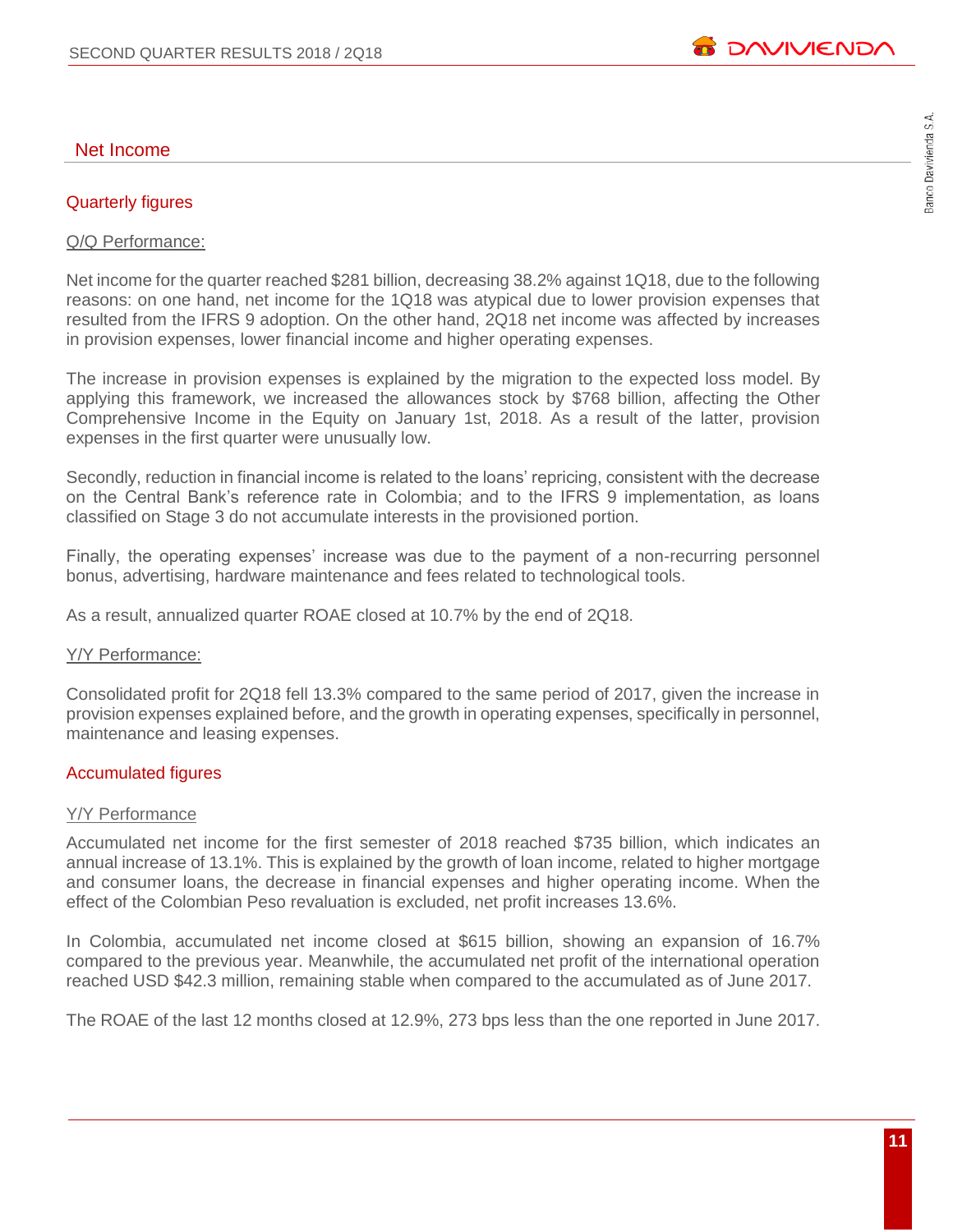## Net Income

### Quarterly figures

Q/Q Performance:

Net income for the quarter reached $281 billion, decreasing 38.2% against 1Q18, due to the following reasons: on one hand, net income for the 1Q18 was atypical due to lower provision expenses that resulted from the IFRS 9 adoption. On the other hand, 2Q18 net income was affected by increases in provision expenses, lower financial income and higher operating expenses.

The increase in provision expenses is explained by the migration to the expected loss model. By applying this framework, we increased the allowances stock by $768 billion, affecting the Other Comprehensive Income in the Equity on January 1st, 2018. As a result of the latter, provision expenses in the first quarter were unusually low.

Secondly, reduction in financial income is related to the loans' repricing, consistent with the decrease on the Central Bank's reference rate in Colombia; and to the IFRS 9 implementation, as loans classified on Stage 3 do not accumulate interests in the provisioned portion.

Finally, the operating expenses' increase was due to the payment of a non-recurring personnel bonus, advertising, hardware maintenance and fees related to technological tools.

As a result, annualized quarter ROAE closed at 10.7% by the end of 2Q18.

Y/Y Performance:

Consolidated profit for 2Q18 fell 13.3% compared to the same period of 2017, given the increase in provision expenses explained before, and the growth in operating expenses, specifically in personnel, maintenance and leasing expenses.

### Accumulated figures

Y/Y Performance

Accumulated net income for the first semester of 2018 reached $735 billion, which indicates an annual increase of 13.1%. This is explained by the growth of loan income, related to higher mortgage and consumer loans, the decrease in financial expenses and higher operating income. When the effect of the Colombian Peso revaluation is excluded, net profit increases 13.6%.

In Colombia, accumulated net income closed at $615 billion, showing an expansion of 16.7% compared to the previous year. Meanwhile, the accumulated net profit of the international operation reached USD $42.3 million, remaining stable when compared to the accumulated as of June 2017.

The ROAE of the last 12 months closed at 12.9%, 273 bps less than the one reported in June 2017.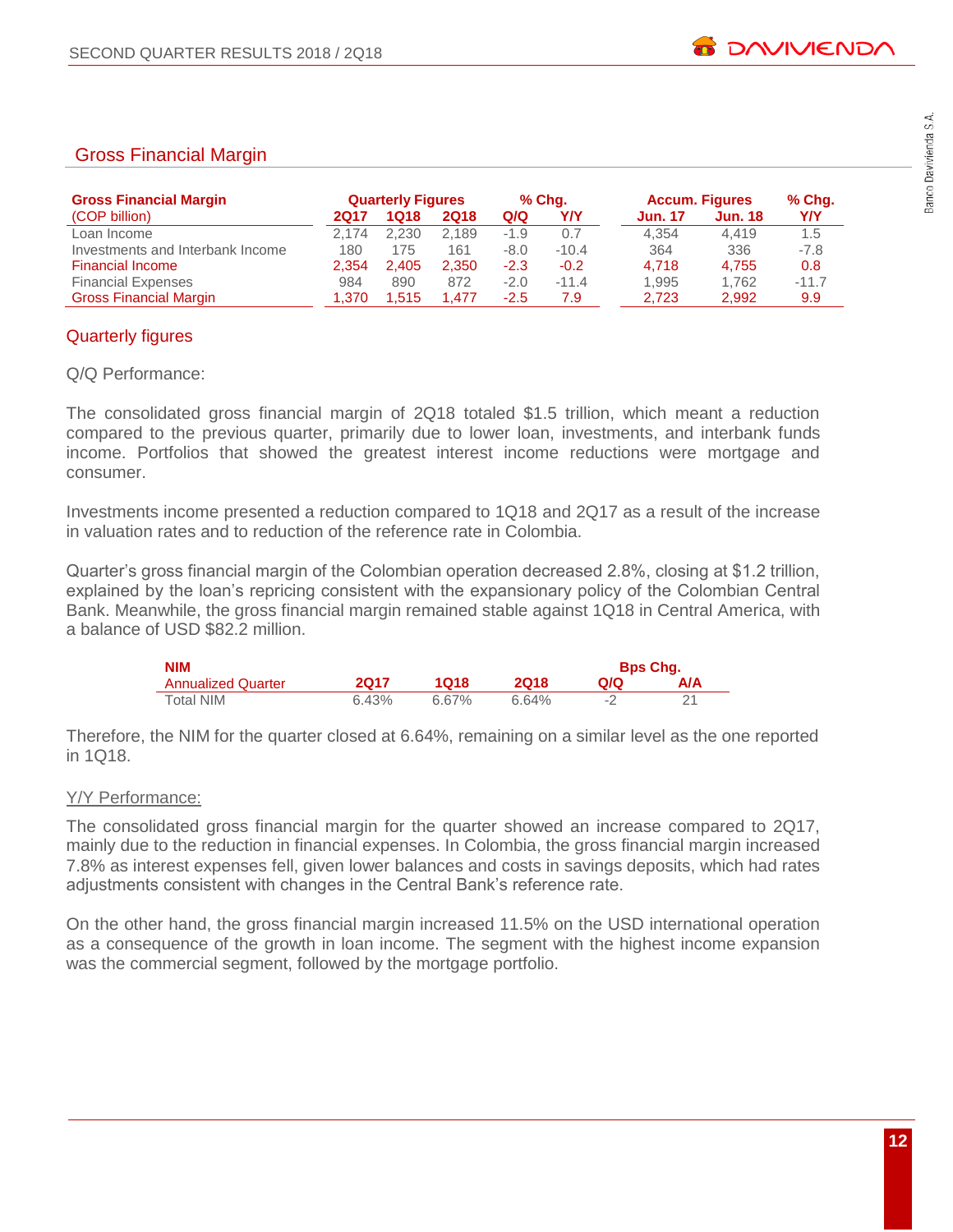## Gross Financial Margin

| Gross Financial Margin (COP billion) | Quarterly Figures | | | % Chg. | | Accum. Figures | | % Chg. |
|---|---|---|---|---|---|---|---|---|
| | 2Q17 | 1Q18 | 2Q18 | Q/Q | Y/Y | Jun. 17 | Jun. 18 | Y/Y |
| Loan Income | 2,174 | 2,230 | 2,189 | -1.9 | 0.7 | 4,354 | 4,419 | 1.5 |
| Investments and Interbank Income | 180 | 175 | 161 | -8.0 | -10.4 | 364 | 336 | -7.8 |
| Financial Income | 2,354 | 2,405 | 2,350 | -2.3 | -0.2 | 4,718 | 4,755 | 0.8 |
| Financial Expenses | 984 | 890 | 872 | -2.0 | -11.4 | 1,995 | 1,762 | -11.7 |
| Gross Financial Margin | 1,370 | 1,515 | 1,477 | -2.5 | 7.9 | 2,723 | 2,992 | 9.9 |

### Quarterly figures

Q/Q Performance:

The consolidated gross financial margin of 2Q18 totaled $1.5 trillion, which meant a reduction compared to the previous quarter, primarily due to lower loan, investments, and interbank funds income. Portfolios that showed the greatest interest income reductions were mortgage and consumer.

Investments income presented a reduction compared to 1Q18 and 2Q17 as a result of the increase in valuation rates and to reduction of the reference rate in Colombia.

Quarter's gross financial margin of the Colombian operation decreased 2.8%, closing at $1.2 trillion, explained by the loan's repricing consistent with the expansionary policy of the Colombian Central Bank. Meanwhile, the gross financial margin remained stable against 1Q18 in Central America, with a balance of USD $82.2 million.

| NIM Annualized Quarter | 2Q17 | 1Q18 | 2Q18 | Bps Chg. Q/Q | Bps Chg. A/A |
|---|---|---|---|---|---|
| Total NIM | 6.43% | 6.67% | 6.64% | -2 | 21 |

Therefore, the NIM for the quarter closed at 6.64%, remaining on a similar level as the one reported in 1Q18.

Y/Y Performance:

The consolidated gross financial margin for the quarter showed an increase compared to 2Q17, mainly due to the reduction in financial expenses. In Colombia, the gross financial margin increased 7.8% as interest expenses fell, given lower balances and costs in savings deposits, which had rates adjustments consistent with changes in the Central Bank's reference rate.

On the other hand, the gross financial margin increased 11.5% on the USD international operation as a consequence of the growth in loan income. The segment with the highest income expansion was the commercial segment, followed by the mortgage portfolio.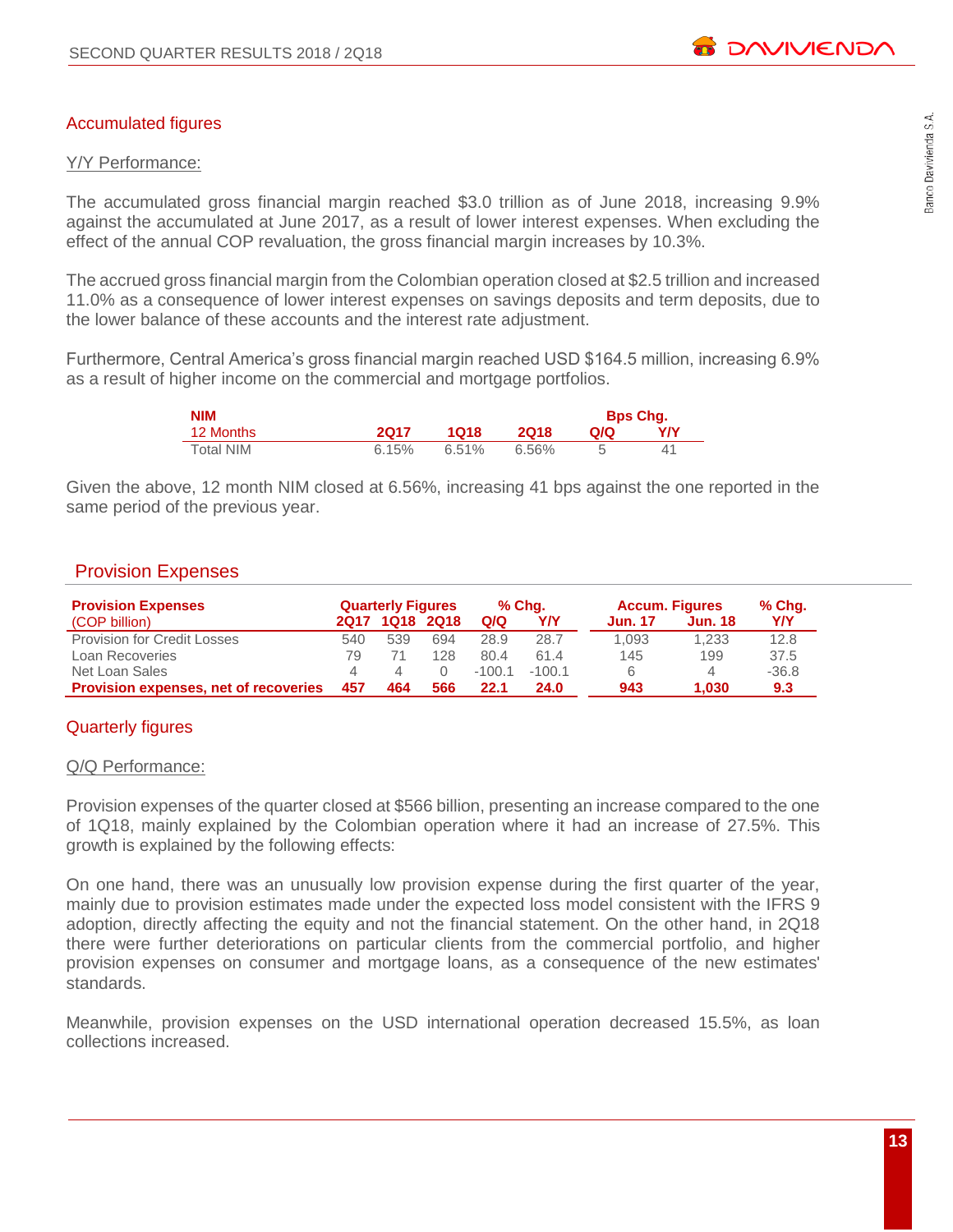## Accumulated figures

Y/Y Performance:

The accumulated gross financial margin reached $3.0 trillion as of June 2018, increasing 9.9% against the accumulated at June 2017, as a result of lower interest expenses. When excluding the effect of the annual COP revaluation, the gross financial margin increases by 10.3%.

The accrued gross financial margin from the Colombian operation closed at $2.5 trillion and increased 11.0% as a consequence of lower interest expenses on savings deposits and term deposits, due to the lower balance of these accounts and the interest rate adjustment.

Furthermore, Central America's gross financial margin reached USD $164.5 million, increasing 6.9% as a result of higher income on the commercial and mortgage portfolios.

| **NIM** | | | | **Bps Chg.** | |
|---|---|---|---|---|---|
| 12 Months | **2Q17** | **1Q18** | **2Q18** | **Q/Q** | **Y/Y** |
| Total NIM | 6.15% | 6.51% | 6.56% | 5 | 41 |

Given the above, 12 month NIM closed at 6.56%, increasing 41 bps against the one reported in the same period of the previous year.

## Provision Expenses

| **Provision Expenses** | **Quarterly Figures** | | | **% Chg.** | | **Accum. Figures** | | **% Chg.** |
|---|---|---|---|---|---|---|---|---|
| (COP billion) | **2Q17** | **1Q18** | **2Q18** | **Q/Q** | **Y/Y** | **Jun. 17** | **Jun. 18** | **Y/Y** |
| Provision for Credit Losses | 540 | 539 | 694 | 28.9 | 28.7 | 1,093 | 1,233 | 12.8 |
| Loan Recoveries | 79 | 71 | 128 | 80.4 | 61.4 | 145 | 199 | 37.5 |
| Net Loan Sales | 4 | 4 | 0 | -100.1 | -100.1 | 6 | 4 | -36.8 |
| **Provision expenses, net of recoveries** | **457** | **464** | **566** | **22.1** | **24.0** | **943** | **1,030** | **9.3** |

## Quarterly figures

Q/Q Performance:

Provision expenses of the quarter closed at $566 billion, presenting an increase compared to the one of 1Q18, mainly explained by the Colombian operation where it had an increase of 27.5%. This growth is explained by the following effects:

On one hand, there was an unusually low provision expense during the first quarter of the year, mainly due to provision estimates made under the expected loss model consistent with the IFRS 9 adoption, directly affecting the equity and not the financial statement. On the other hand, in 2Q18 there were further deteriorations on particular clients from the commercial portfolio, and higher provision expenses on consumer and mortgage loans, as a consequence of the new estimates' standards.

Meanwhile, provision expenses on the USD international operation decreased 15.5%, as loan collections increased.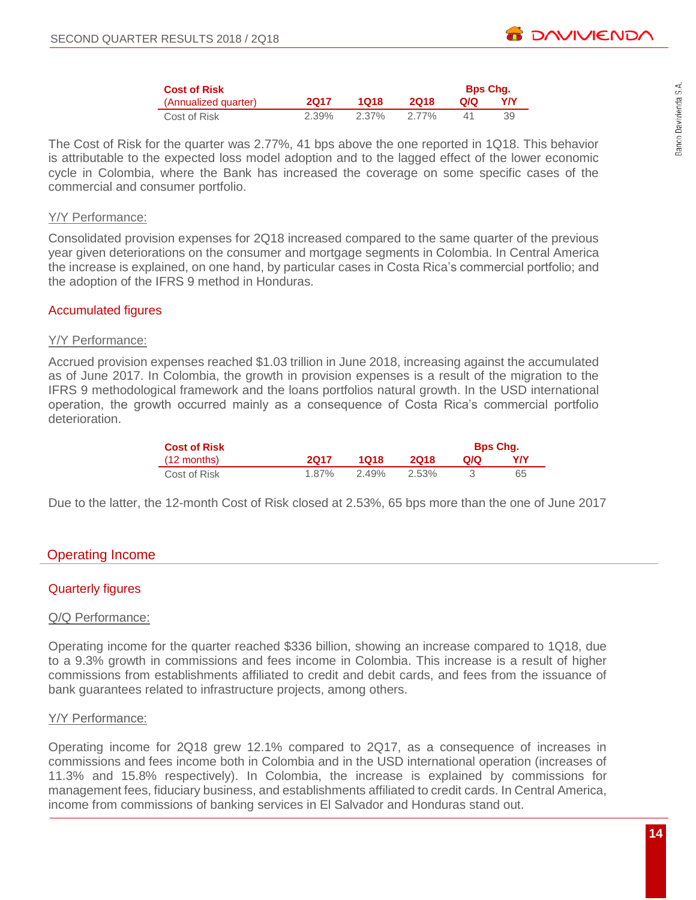| Cost of Risk (Annualized quarter) | 2Q17 | 1Q18 | 2Q18 | Bps Chg. Q/Q | Bps Chg. Y/Y |
|---|---|---|---|---|---|
| Cost of Risk | 2.39% | 2.37% | 2.77% | 41 | 39 |

The Cost of Risk for the quarter was 2.77%, 41 bps above the one reported in 1Q18. This behavior is attributable to the expected loss model adoption and to the lagged effect of the lower economic cycle in Colombia, where the Bank has increased the coverage on some specific cases of the commercial and consumer portfolio.

Y/Y Performance:

Consolidated provision expenses for 2Q18 increased compared to the same quarter of the previous year given deteriorations on the consumer and mortgage segments in Colombia. In Central America the increase is explained, on one hand, by particular cases in Costa Rica's commercial portfolio; and the adoption of the IFRS 9 method in Honduras.

### Accumulated figures

Y/Y Performance:

Accrued provision expenses reached $1.03 trillion in June 2018, increasing against the accumulated as of June 2017. In Colombia, the growth in provision expenses is a result of the migration to the IFRS 9 methodological framework and the loans portfolios natural growth. In the USD international operation, the growth occurred mainly as a consequence of Costa Rica's commercial portfolio deterioration.

| Cost of Risk (12 months) | 2Q17 | 1Q18 | 2Q18 | Bps Chg. Q/Q | Bps Chg. Y/Y |
|---|---|---|---|---|---|
| Cost of Risk | 1.87% | 2.49% | 2.53% | 3 | 65 |

Due to the latter, the 12-month Cost of Risk closed at 2.53%, 65 bps more than the one of June 2017

## Operating Income

### Quarterly figures

Q/Q Performance:

Operating income for the quarter reached $336 billion, showing an increase compared to 1Q18, due to a 9.3% growth in commissions and fees income in Colombia. This increase is a result of higher commissions from establishments affiliated to credit and debit cards, and fees from the issuance of bank guarantees related to infrastructure projects, among others.

Y/Y Performance:

Operating income for 2Q18 grew 12.1% compared to 2Q17, as a consequence of increases in commissions and fees income both in Colombia and in the USD international operation (increases of 11.3% and 15.8% respectively). In Colombia, the increase is explained by commissions for management fees, fiduciary business, and establishments affiliated to credit cards. In Central America, income from commissions of banking services in El Salvador and Honduras stand out.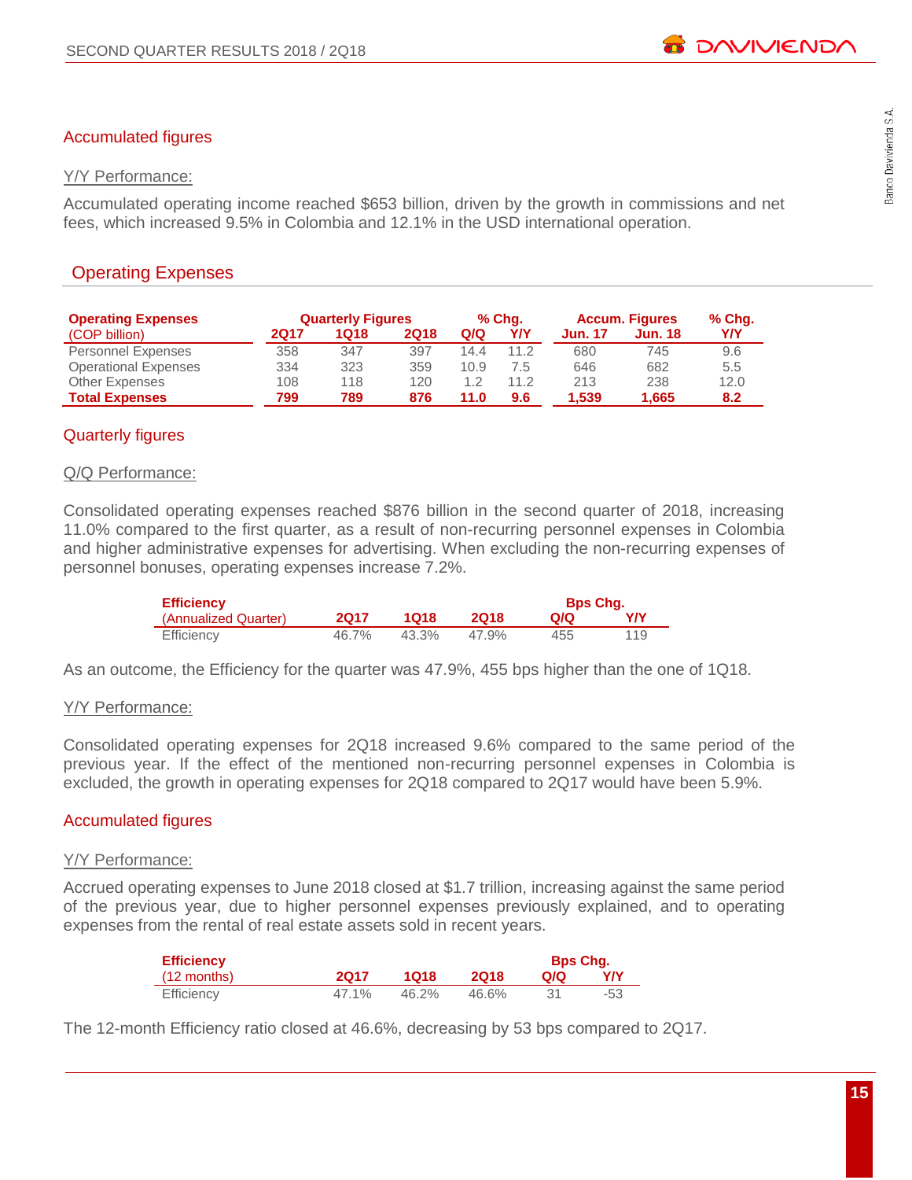### Accumulated figures

Y/Y Performance:

Accumulated operating income reached $653 billion, driven by the growth in commissions and net fees, which increased 9.5% in Colombia and 12.1% in the USD international operation.

## Operating Expenses

| **Operating Expenses** (COP billion) | **Quarterly Figures** 2Q17 | 1Q18 | 2Q18 | **% Chg.** Q/Q | Y/Y | **Accum. Figures** Jun. 17 | Jun. 18 | **% Chg.** Y/Y |
|---|---|---|---|---|---|---|---|---|
| Personnel Expenses | 358 | 347 | 397 | 14.4 | 11.2 | 680 | 745 | 9.6 |
| Operational Expenses | 334 | 323 | 359 | 10.9 | 7.5 | 646 | 682 | 5.5 |
| Other Expenses | 108 | 118 | 120 | 1.2 | 11.2 | 213 | 238 | 12.0 |
| **Total Expenses** | **799** | **789** | **876** | **11.0** | **9.6** | **1,539** | **1,665** | **8.2** |

### Quarterly figures

Q/Q Performance:

Consolidated operating expenses reached $876 billion in the second quarter of 2018, increasing 11.0% compared to the first quarter, as a result of non-recurring personnel expenses in Colombia and higher administrative expenses for advertising. When excluding the non-recurring expenses of personnel bonuses, operating expenses increase 7.2%.

| **Efficiency** (Annualized Quarter) | 2Q17 | 1Q18 | 2Q18 | **Bps Chg.** Q/Q | Y/Y |
|---|---|---|---|---|---|
| Efficiency | 46.7% | 43.3% | 47.9% | 455 | 119 |

As an outcome, the Efficiency for the quarter was 47.9%, 455 bps higher than the one of 1Q18.

Y/Y Performance:

Consolidated operating expenses for 2Q18 increased 9.6% compared to the same period of the previous year. If the effect of the mentioned non-recurring personnel expenses in Colombia is excluded, the growth in operating expenses for 2Q18 compared to 2Q17 would have been 5.9%.

### Accumulated figures

Y/Y Performance:

Accrued operating expenses to June 2018 closed at $1.7 trillion, increasing against the same period of the previous year, due to higher personnel expenses previously explained, and to operating expenses from the rental of real estate assets sold in recent years.

| **Efficiency** (12 months) | 2Q17 | 1Q18 | 2Q18 | **Bps Chg.** Q/Q | Y/Y |
|---|---|---|---|---|---|
| Efficiency | 47.1% | 46.2% | 46.6% | 31 | -53 |

The 12-month Efficiency ratio closed at 46.6%, decreasing by 53 bps compared to 2Q17.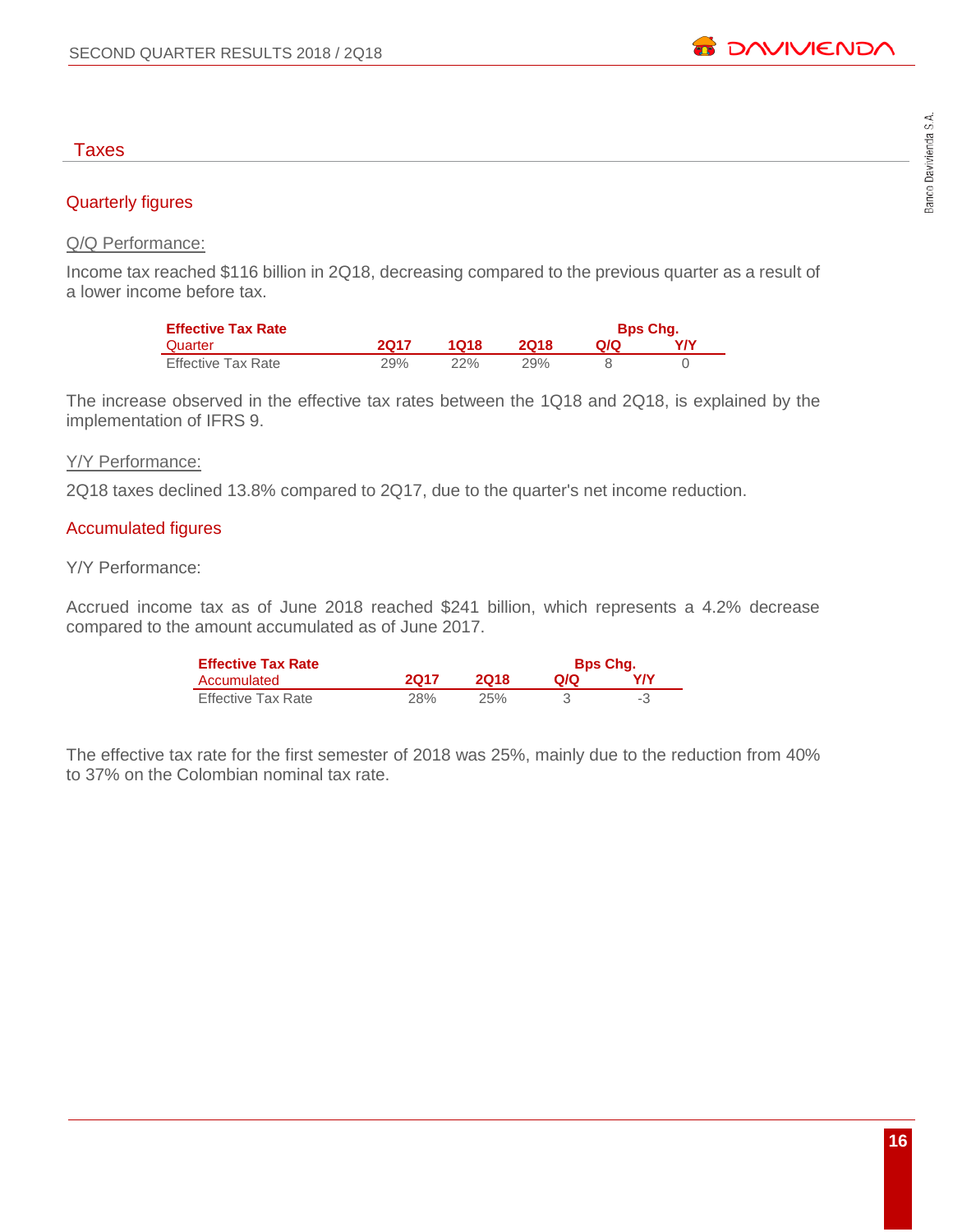## Taxes

### Quarterly figures

Q/Q Performance:

Income tax reached $116 billion in 2Q18, decreasing compared to the previous quarter as a result of a lower income before tax.

| **Effective Tax Rate** | | | | **Bps Chg.** | |
|---|---|---|---|---|---|
| Quarter | **2Q17** | **1Q18** | **2Q18** | **Q/Q** | **Y/Y** |
| Effective Tax Rate | 29% | 22% | 29% | 8 | 0 |

The increase observed in the effective tax rates between the 1Q18 and 2Q18, is explained by the implementation of IFRS 9.

Y/Y Performance:

2Q18 taxes declined 13.8% compared to 2Q17, due to the quarter's net income reduction.

### Accumulated figures

Y/Y Performance:

Accrued income tax as of June 2018 reached $241 billion, which represents a 4.2% decrease compared to the amount accumulated as of June 2017.

| **Effective Tax Rate** | | | **Bps Chg.** | |
|---|---|---|---|---|
| Accumulated | **2Q17** | **2Q18** | **Q/Q** | **Y/Y** |
| Effective Tax Rate | 28% | 25% | 3 | -3 |

The effective tax rate for the first semester of 2018 was 25%, mainly due to the reduction from 40% to 37% on the Colombian nominal tax rate.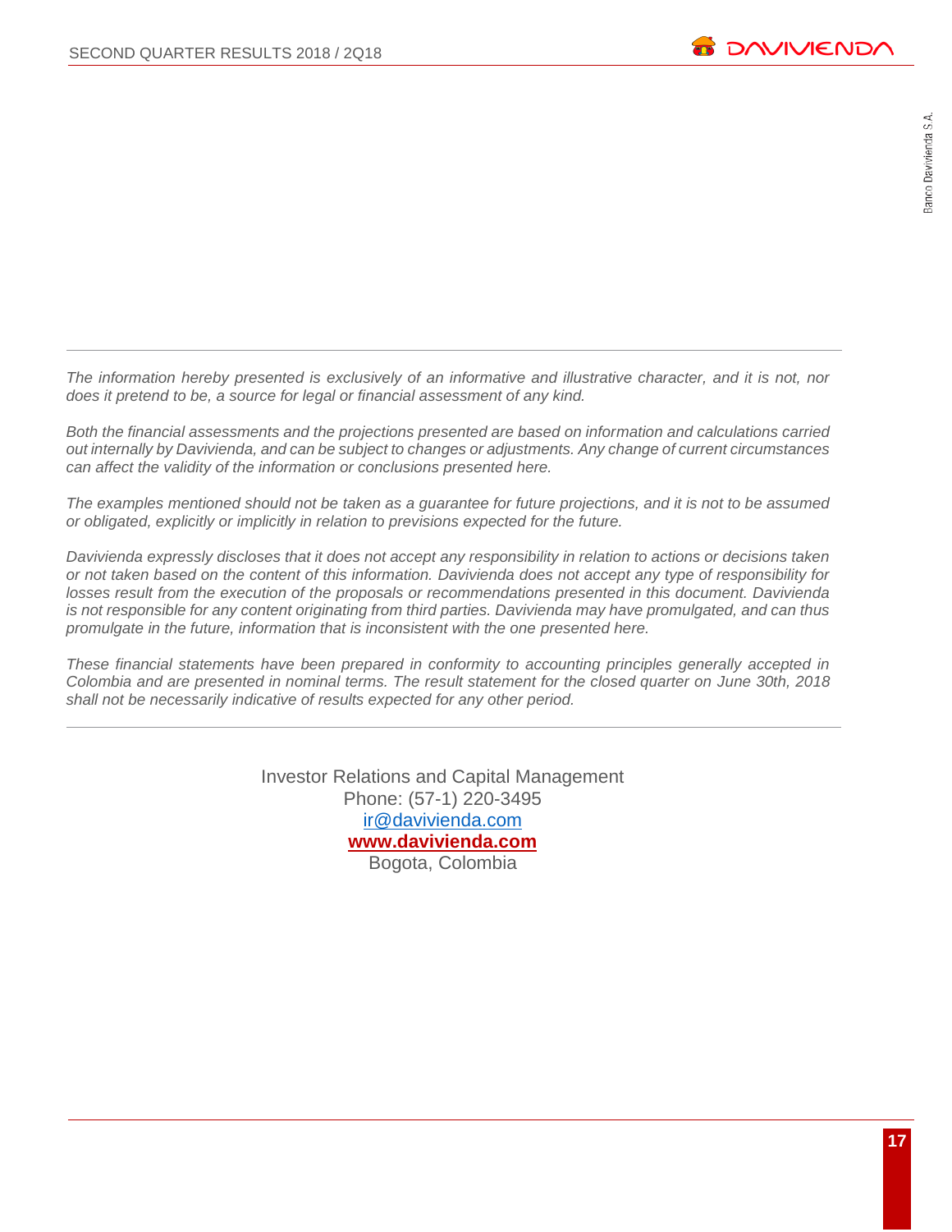*The information hereby presented is exclusively of an informative and illustrative character, and it is not, nor does it pretend to be, a source for legal or financial assessment of any kind.*

*Both the financial assessments and the projections presented are based on information and calculations carried out internally by Davivienda, and can be subject to changes or adjustments. Any change of current circumstances can affect the validity of the information or conclusions presented here.*

*The examples mentioned should not be taken as a guarantee for future projections, and it is not to be assumed or obligated, explicitly or implicitly in relation to previsions expected for the future.*

*Davivienda expressly discloses that it does not accept any responsibility in relation to actions or decisions taken or not taken based on the content of this information. Davivienda does not accept any type of responsibility for losses result from the execution of the proposals or recommendations presented in this document. Davivienda is not responsible for any content originating from third parties. Davivienda may have promulgated, and can thus promulgate in the future, information that is inconsistent with the one presented here.*

*These financial statements have been prepared in conformity to accounting principles generally accepted in Colombia and are presented in nominal terms. The result statement for the closed quarter on June 30th, 2018 shall not be necessarily indicative of results expected for any other period.*

Investor Relations and Capital Management
Phone: (57-1) 220-3495
ir@davivienda.com
**www.davivienda.com**
Bogota, Colombia